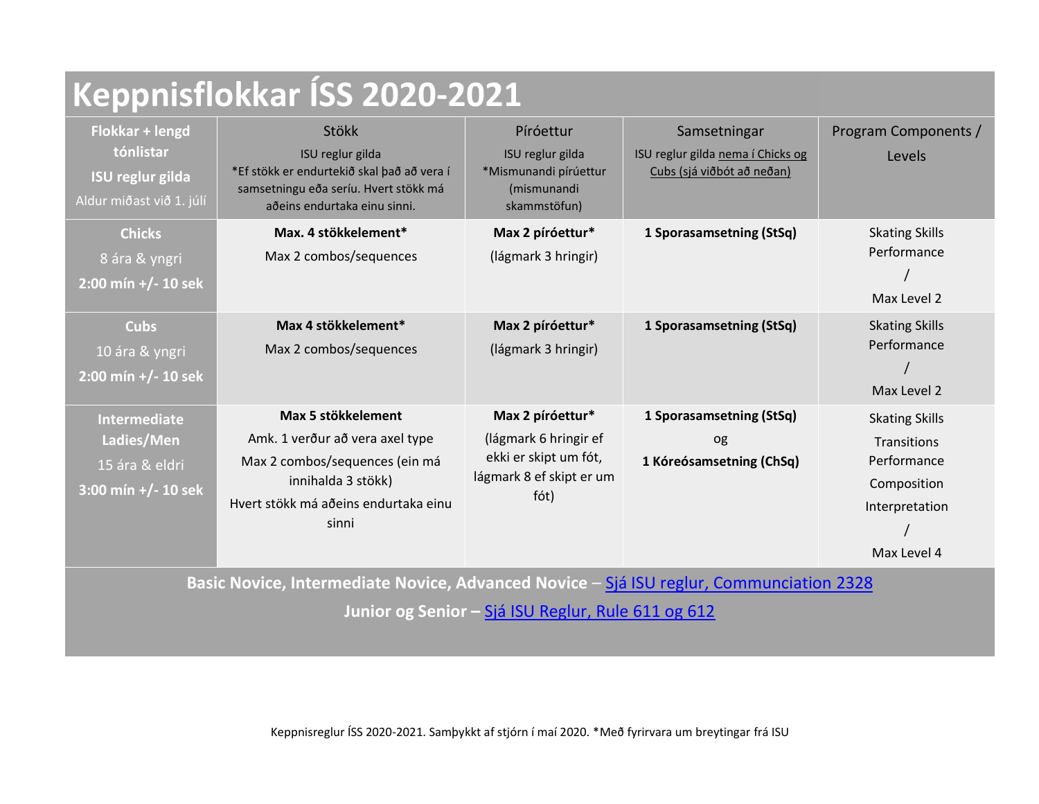# Keppnisflokkar ÍSS 2020-2021

| **Flokkar + lengd tónlistar** **ISU reglur gilda** Aldur miðast við 1. júlí | Stökk ISU reglur gilda *Ef stökk er endurtekið skal það að vera í samsetningu eða seríu. Hvert stökk má aðeins endurtaka einu sinni. | Píróettur ISU reglur gilda *Mismunandi pírúettur (mismunandi skammstöfun) | Samsetningar ISU reglur gilda nema í Chicks og Cubs (sjá viðbót að neðan) | Program Components / Levels |
|---|---|---|---|---|
| **Chicks** 8 ára & yngri **2:00 mín +/- 10 sek** | **Max. 4 stökkelement*** Max 2 combos/sequences | **Max 2 píróettur*** (lágmark 3 hringir) | **1 Sporasamsetning (StSq)** | Skating Skills Performance / Max Level 2 |
| **Cubs** 10 ára & yngri **2:00 mín +/- 10 sek** | **Max 4 stökkelement*** Max 2 combos/sequences | **Max 2 píróettur*** (lágmark 3 hringir) | **1 Sporasamsetning (StSq)** | Skating Skills Performance / Max Level 2 |
| **Intermediate Ladies/Men** 15 ára & eldri **3:00 mín +/- 10 sek** | **Max 5 stökkelement** Amk. 1 verður að vera axel type Max 2 combos/sequences (ein má innihalda 3 stökk) Hvert stökk má aðeins endurtaka einu sinni | **Max 2 píróettur*** (lágmark 6 hringir ef ekki er skipt um fót, lágmark 8 ef skipt er um fót) | **1 Sporasamsetning (StSq)** og **1 Kóreósamsetning (ChSq)** | Skating Skills Transitions Performance Composition Interpretation / Max Level 4 |

**Basic Novice, Intermediate Novice, Advanced Novice** – Sjá ISU reglur, Communciation 2328

**Junior og Senior –** Sjá ISU Reglur, Rule 611 og 612

Keppnisreglur ÍSS 2020-2021. Samþykkt af stjórn í maí 2020. *Með fyrirvara um breytingar frá ISU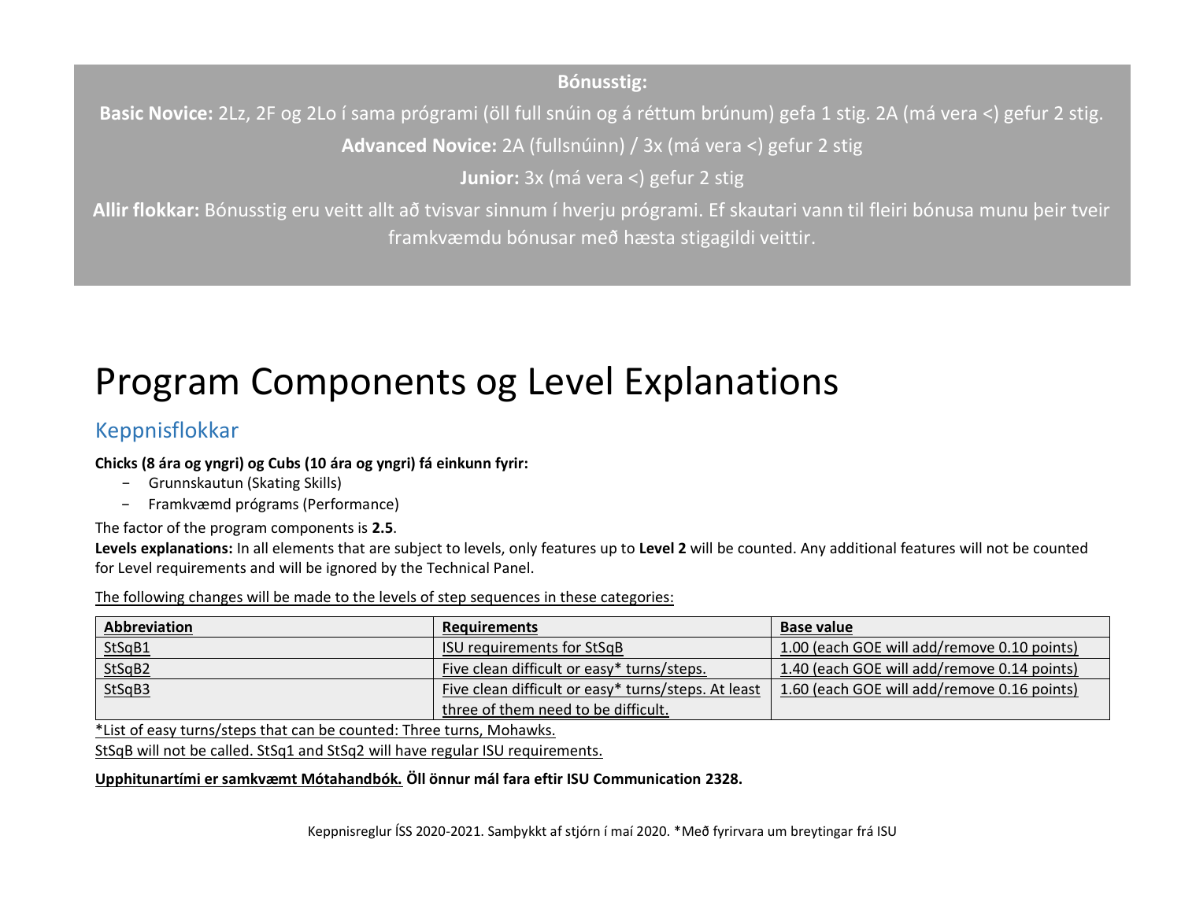**Bónusstig:**

**Basic Novice:** 2Lz, 2F og 2Lo í sama prógrami (öll full snúin og á réttum brúnum) gefa 1 stig. 2A (má vera <) gefur 2 stig.

**Advanced Novice:** 2A (fullsnúinn) / 3x (má vera <) gefur 2 stig

**Junior:** 3x (má vera <) gefur 2 stig

**Allir flokkar:** Bónusstig eru veitt allt að tvisvar sinnum í hverju prógrami. Ef skautari vann til fleiri bónusa munu þeir tveir framkvæmdu bónusar með hæsta stigagildi veittir.

# Program Components og Level Explanations

## Keppnisflokkar

**Chicks (8 ára og yngri) og Cubs (10 ára og yngri) fá einkunn fyrir:**

- Grunnskautun (Skating Skills)
- Framkvæmd prógrams (Performance)

The factor of the program components is **2.5**.

**Levels explanations:** In all elements that are subject to levels, only features up to **Level 2** will be counted. Any additional features will not be counted for Level requirements and will be ignored by the Technical Panel.

The following changes will be made to the levels of step sequences in these categories:

| Abbreviation | Requirements | Base value |
|---|---|---|
| StSqB1 | ISU requirements for StSqB | 1.00 (each GOE will add/remove 0.10 points) |
| StSqB2 | Five clean difficult or easy* turns/steps. | 1.40 (each GOE will add/remove 0.14 points) |
| StSqB3 | Five clean difficult or easy* turns/steps. At least three of them need to be difficult. | 1.60 (each GOE will add/remove 0.16 points) |

*List of easy turns/steps that can be counted: Three turns, Mohawks.

StSqB will not be called. StSq1 and StSq2 will have regular ISU requirements.

**Upphitunartími er samkvæmt Mótahandbók. Öll önnur mál fara eftir ISU Communication 2328.**

Keppnisreglur ÍSS 2020-2021. Samþykkt af stjórn í maí 2020. *Með fyrirvara um breytingar frá ISU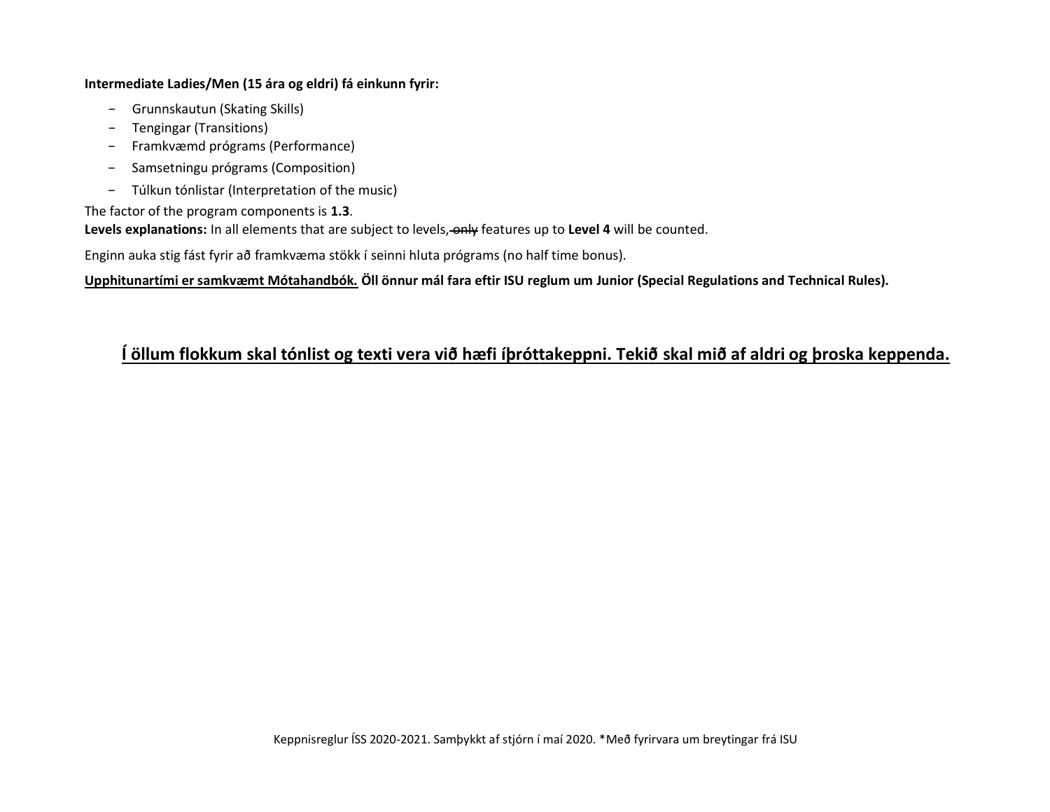**Intermediate Ladies/Men (15 ára og eldri) fá einkunn fyrir:**

- Grunnskautun (Skating Skills)
- Tengingar (Transitions)
- Framkvæmd prógrams (Performance)
- Samsetningu prógrams (Composition)
- Túlkun tónlistar (Interpretation of the music)

The factor of the program components is **1.3**.

**Levels explanations:** In all elements that are subject to levels, ~~only~~ features up to **Level 4** will be counted.

Enginn auka stig fást fyrir að framkvæma stökk í seinni hluta prógrams (no half time bonus).

**<u>Upphitunartími er samkvæmt Mótahandbók.</u> Öll önnur mál fara eftir ISU reglum um Junior (Special Regulations and Technical Rules).**

**<u>Í öllum flokkum skal tónlist og texti vera við hæfi íþróttakeppni. Tekið skal mið af aldri og þroska keppenda.</u>**

Keppnisreglur ÍSS 2020-2021. Samþykkt af stjórn í maí 2020. *Með fyrirvara um breytingar frá ISU